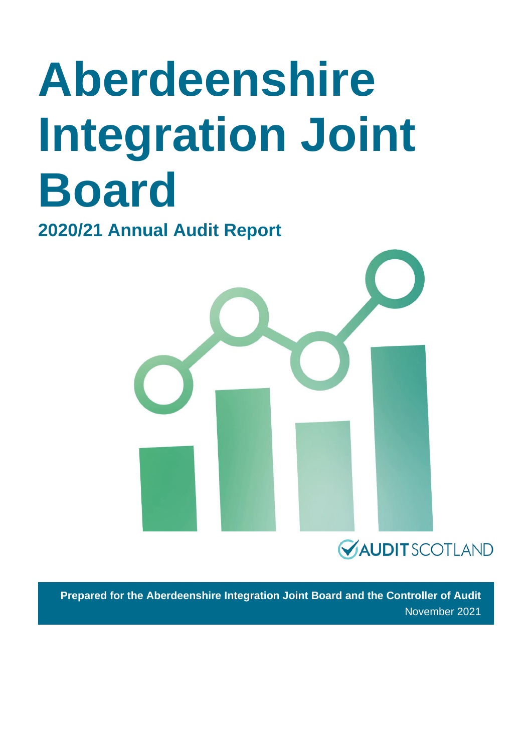# Aberdeenshire Integration Joint Board

## 2020/21 Annual Audit Report

AUDIT SCOTLAND

**Prepared for the Aberdeenshire Integration Joint Board and the Controller of Audit**

November 2021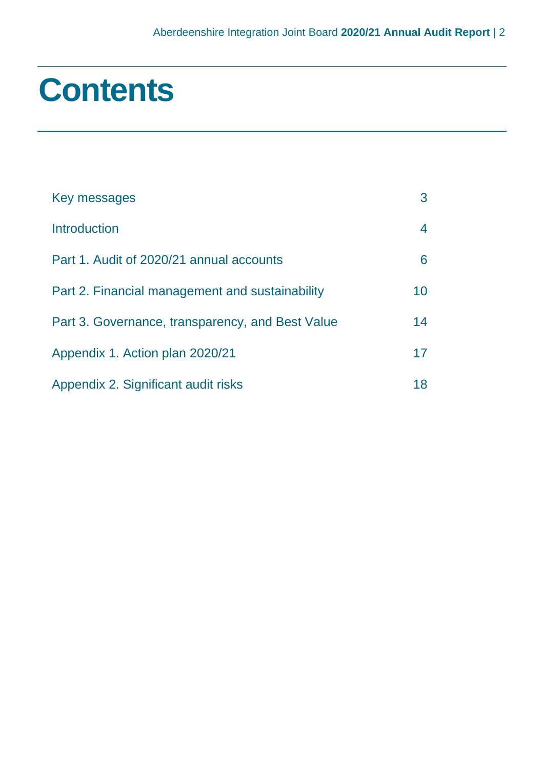# Contents

| | |
|---|---|
| Key messages | 3 |
| Introduction | 4 |
| Part 1. Audit of 2020/21 annual accounts | 6 |
| Part 2. Financial management and sustainability | 10 |
| Part 3. Governance, transparency, and Best Value | 14 |
| Appendix 1. Action plan 2020/21 | 17 |
| Appendix 2. Significant audit risks | 18 |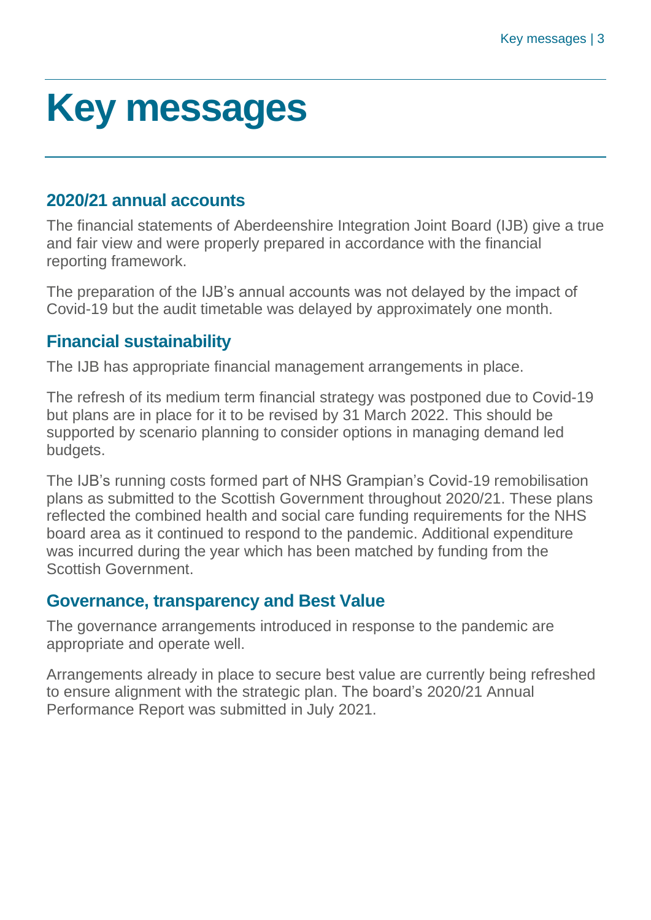# Key messages

## 2020/21 annual accounts

The financial statements of Aberdeenshire Integration Joint Board (IJB) give a true and fair view and were properly prepared in accordance with the financial reporting framework.

The preparation of the IJB's annual accounts was not delayed by the impact of Covid-19 but the audit timetable was delayed by approximately one month.

## Financial sustainability

The IJB has appropriate financial management arrangements in place.

The refresh of its medium term financial strategy was postponed due to Covid-19 but plans are in place for it to be revised by 31 March 2022. This should be supported by scenario planning to consider options in managing demand led budgets.

The IJB's running costs formed part of NHS Grampian's Covid-19 remobilisation plans as submitted to the Scottish Government throughout 2020/21. These plans reflected the combined health and social care funding requirements for the NHS board area as it continued to respond to the pandemic. Additional expenditure was incurred during the year which has been matched by funding from the Scottish Government.

## Governance, transparency and Best Value

The governance arrangements introduced in response to the pandemic are appropriate and operate well.

Arrangements already in place to secure best value are currently being refreshed to ensure alignment with the strategic plan. The board's 2020/21 Annual Performance Report was submitted in July 2021.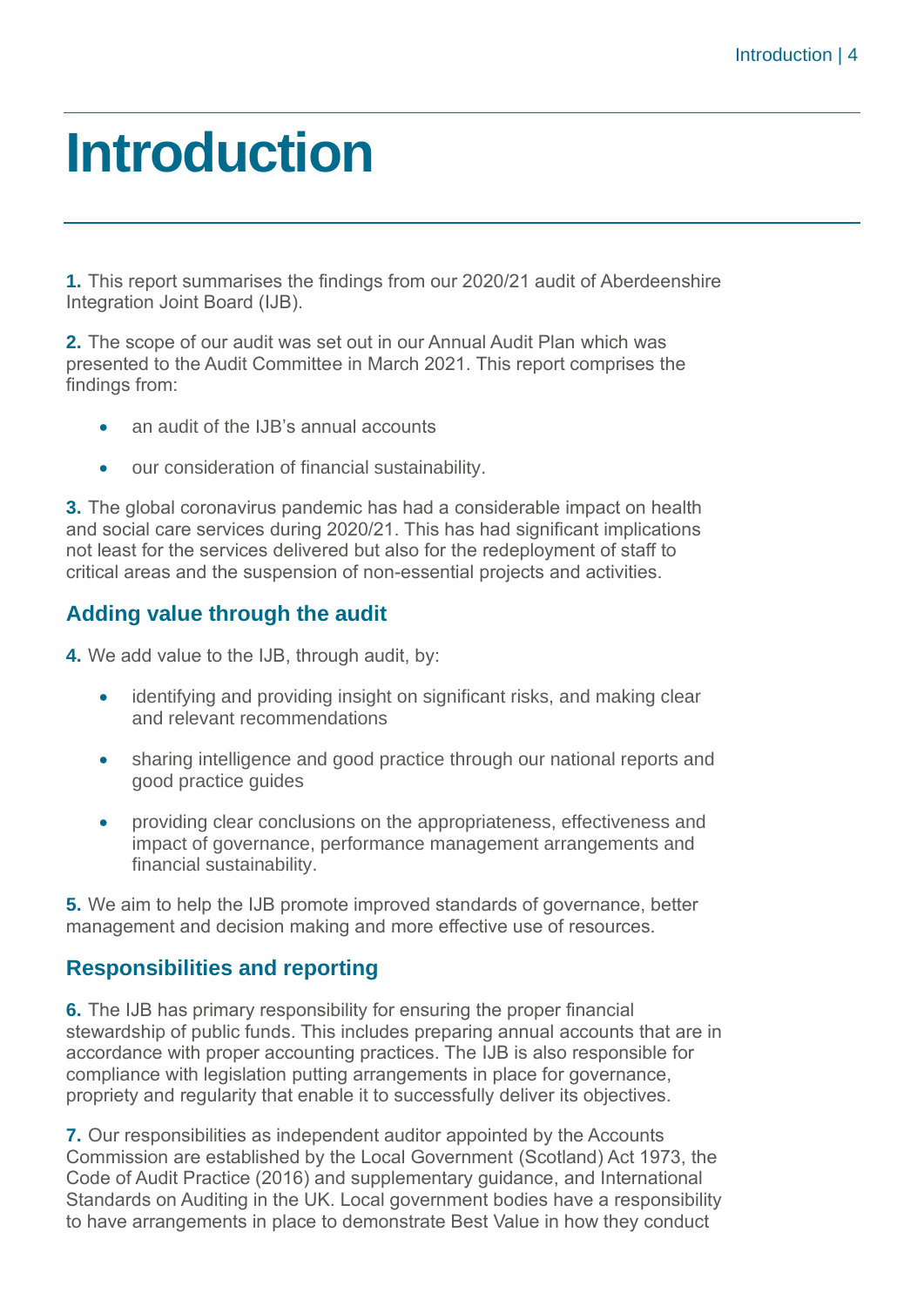# Introduction

**1.** This report summarises the findings from our 2020/21 audit of Aberdeenshire Integration Joint Board (IJB).

**2.** The scope of our audit was set out in our Annual Audit Plan which was presented to the Audit Committee in March 2021. This report comprises the findings from:

- an audit of the IJB's annual accounts
- our consideration of financial sustainability.

**3.** The global coronavirus pandemic has had a considerable impact on health and social care services during 2020/21. This has had significant implications not least for the services delivered but also for the redeployment of staff to critical areas and the suspension of non-essential projects and activities.

## Adding value through the audit

**4.** We add value to the IJB, through audit, by:

- identifying and providing insight on significant risks, and making clear and relevant recommendations
- sharing intelligence and good practice through our national reports and good practice guides
- providing clear conclusions on the appropriateness, effectiveness and impact of governance, performance management arrangements and financial sustainability.

**5.** We aim to help the IJB promote improved standards of governance, better management and decision making and more effective use of resources.

## Responsibilities and reporting

**6.** The IJB has primary responsibility for ensuring the proper financial stewardship of public funds. This includes preparing annual accounts that are in accordance with proper accounting practices. The IJB is also responsible for compliance with legislation putting arrangements in place for governance, propriety and regularity that enable it to successfully deliver its objectives.

**7.** Our responsibilities as independent auditor appointed by the Accounts Commission are established by the Local Government (Scotland) Act 1973, the Code of Audit Practice (2016) and supplementary guidance, and International Standards on Auditing in the UK. Local government bodies have a responsibility to have arrangements in place to demonstrate Best Value in how they conduct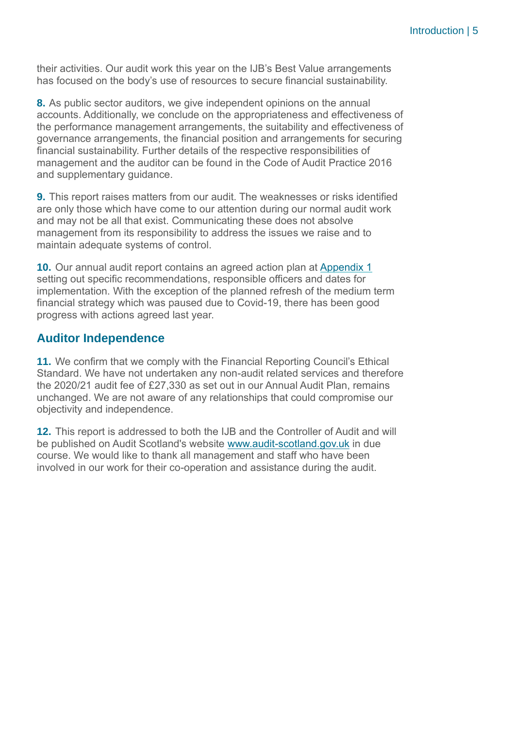their activities. Our audit work this year on the IJB's Best Value arrangements has focused on the body's use of resources to secure financial sustainability.

**8.** As public sector auditors, we give independent opinions on the annual accounts. Additionally, we conclude on the appropriateness and effectiveness of the performance management arrangements, the suitability and effectiveness of governance arrangements, the financial position and arrangements for securing financial sustainability. Further details of the respective responsibilities of management and the auditor can be found in the Code of Audit Practice 2016 and supplementary guidance.

**9.** This report raises matters from our audit. The weaknesses or risks identified are only those which have come to our attention during our normal audit work and may not be all that exist. Communicating these does not absolve management from its responsibility to address the issues we raise and to maintain adequate systems of control.

**10.** Our annual audit report contains an agreed action plan at Appendix 1 setting out specific recommendations, responsible officers and dates for implementation. With the exception of the planned refresh of the medium term financial strategy which was paused due to Covid-19, there has been good progress with actions agreed last year.

## Auditor Independence

**11.** We confirm that we comply with the Financial Reporting Council's Ethical Standard. We have not undertaken any non-audit related services and therefore the 2020/21 audit fee of £27,330 as set out in our Annual Audit Plan, remains unchanged. We are not aware of any relationships that could compromise our objectivity and independence.

**12.** This report is addressed to both the IJB and the Controller of Audit and will be published on Audit Scotland's website www.audit-scotland.gov.uk in due course. We would like to thank all management and staff who have been involved in our work for their co-operation and assistance during the audit.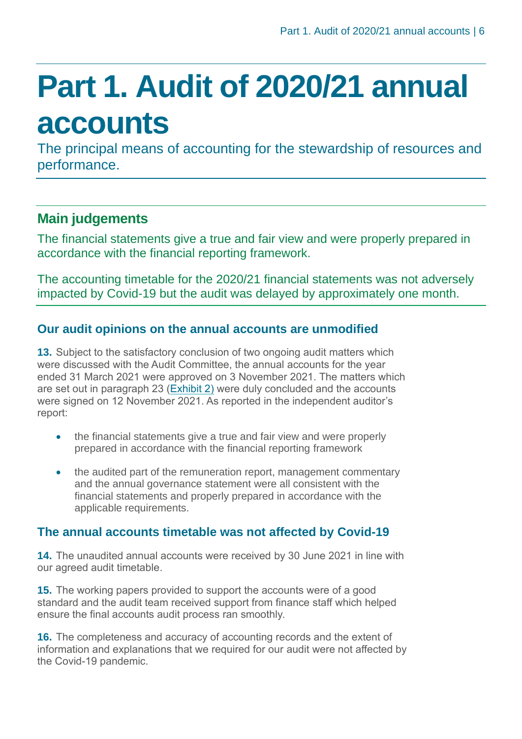# Part 1. Audit of 2020/21 annual accounts

The principal means of accounting for the stewardship of resources and performance.

## Main judgements

The financial statements give a true and fair view and were properly prepared in accordance with the financial reporting framework.

The accounting timetable for the 2020/21 financial statements was not adversely impacted by Covid-19 but the audit was delayed by approximately one month.

### Our audit opinions on the annual accounts are unmodified

**13.** Subject to the satisfactory conclusion of two ongoing audit matters which were discussed with the Audit Committee, the annual accounts for the year ended 31 March 2021 were approved on 3 November 2021. The matters which are set out in paragraph 23 (Exhibit 2) were duly concluded and the accounts were signed on 12 November 2021. As reported in the independent auditor's report:

- the financial statements give a true and fair view and were properly prepared in accordance with the financial reporting framework
- the audited part of the remuneration report, management commentary and the annual governance statement were all consistent with the financial statements and properly prepared in accordance with the applicable requirements.

### The annual accounts timetable was not affected by Covid-19

**14.** The unaudited annual accounts were received by 30 June 2021 in line with our agreed audit timetable.

**15.** The working papers provided to support the accounts were of a good standard and the audit team received support from finance staff which helped ensure the final accounts audit process ran smoothly.

**16.** The completeness and accuracy of accounting records and the extent of information and explanations that we required for our audit were not affected by the Covid-19 pandemic.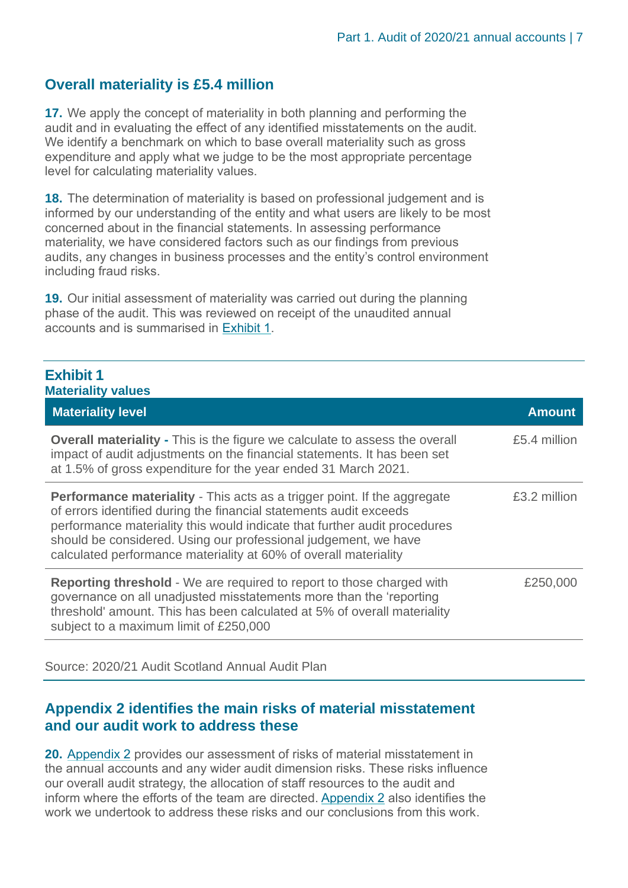## Overall materiality is £5.4 million

**17.** We apply the concept of materiality in both planning and performing the audit and in evaluating the effect of any identified misstatements on the audit. We identify a benchmark on which to base overall materiality such as gross expenditure and apply what we judge to be the most appropriate percentage level for calculating materiality values.

**18.** The determination of materiality is based on professional judgement and is informed by our understanding of the entity and what users are likely to be most concerned about in the financial statements. In assessing performance materiality, we have considered factors such as our findings from previous audits, any changes in business processes and the entity's control environment including fraud risks.

**19.** Our initial assessment of materiality was carried out during the planning phase of the audit. This was reviewed on receipt of the unaudited annual accounts and is summarised in Exhibit 1.

### Exhibit 1
**Materiality values**

| Materiality level | Amount |
| --- | --- |
| **Overall materiality -** This is the figure we calculate to assess the overall impact of audit adjustments on the financial statements. It has been set at 1.5% of gross expenditure for the year ended 31 March 2021. | £5.4 million |
| **Performance materiality** - This acts as a trigger point. If the aggregate of errors identified during the financial statements audit exceeds performance materiality this would indicate that further audit procedures should be considered. Using our professional judgement, we have calculated performance materiality at 60% of overall materiality | £3.2 million |
| **Reporting threshold** - We are required to report to those charged with governance on all unadjusted misstatements more than the 'reporting threshold' amount. This has been calculated at 5% of overall materiality subject to a maximum limit of £250,000 | £250,000 |

Source: 2020/21 Audit Scotland Annual Audit Plan

## Appendix 2 identifies the main risks of material misstatement and our audit work to address these

**20.** Appendix 2 provides our assessment of risks of material misstatement in the annual accounts and any wider audit dimension risks. These risks influence our overall audit strategy, the allocation of staff resources to the audit and inform where the efforts of the team are directed. Appendix 2 also identifies the work we undertook to address these risks and our conclusions from this work.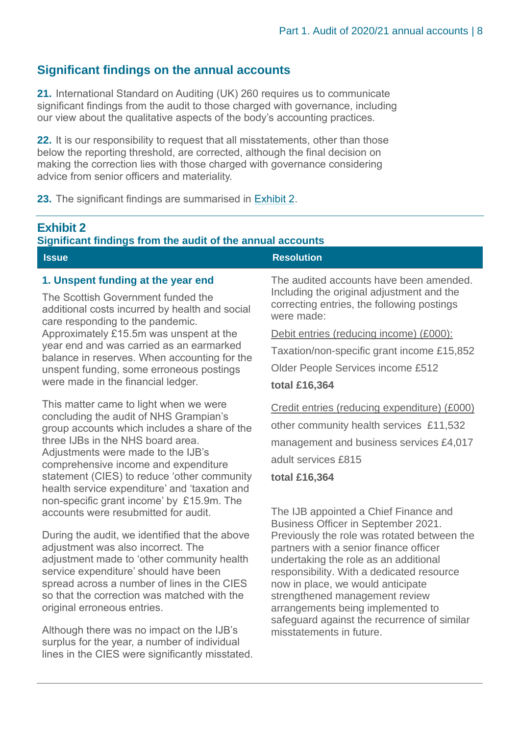## Significant findings on the annual accounts

**21.** International Standard on Auditing (UK) 260 requires us to communicate significant findings from the audit to those charged with governance, including our view about the qualitative aspects of the body's accounting practices.

**22.** It is our responsibility to request that all misstatements, other than those below the reporting threshold, are corrected, although the final decision on making the correction lies with those charged with governance considering advice from senior officers and materiality.

**23.** The significant findings are summarised in Exhibit 2.

### Exhibit 2
**Significant findings from the audit of the annual accounts**

| Issue | Resolution |
| --- | --- |
| **1. Unspent funding at the year end**<br><br>The Scottish Government funded the additional costs incurred by health and social care responding to the pandemic. Approximately £15.5m was unspent at the year end and was carried as an earmarked balance in reserves. When accounting for the unspent funding, some erroneous postings were made in the financial ledger.<br><br>This matter came to light when we were concluding the audit of NHS Grampian's group accounts which includes a share of the three IJBs in the NHS board area. Adjustments were made to the IJB's comprehensive income and expenditure statement (CIES) to reduce 'other community health service expenditure' and 'taxation and non-specific grant income' by £15.9m. The accounts were resubmitted for audit.<br><br>During the audit, we identified that the above adjustment was also incorrect. The adjustment made to 'other community health service expenditure' should have been spread across a number of lines in the CIES so that the correction was matched with the original erroneous entries.<br><br>Although there was no impact on the IJB's surplus for the year, a number of individual lines in the CIES were significantly misstated. | The audited accounts have been amended. Including the original adjustment and the correcting entries, the following postings were made:<br><br>Debit entries (reducing income) (£000):<br><br>Taxation/non-specific grant income £15,852<br><br>Older People Services income £512<br><br>**total £16,364**<br><br>Credit entries (reducing expenditure) (£000)<br><br>other community health services £11,532<br><br>management and business services £4,017<br><br>adult services £815<br><br>**total £16,364**<br><br>The IJB appointed a Chief Finance and Business Officer in September 2021. Previously the role was rotated between the partners with a senior finance officer undertaking the role as an additional responsibility. With a dedicated resource now in place, we would anticipate strengthened management review arrangements being implemented to safeguard against the recurrence of similar misstatements in future. |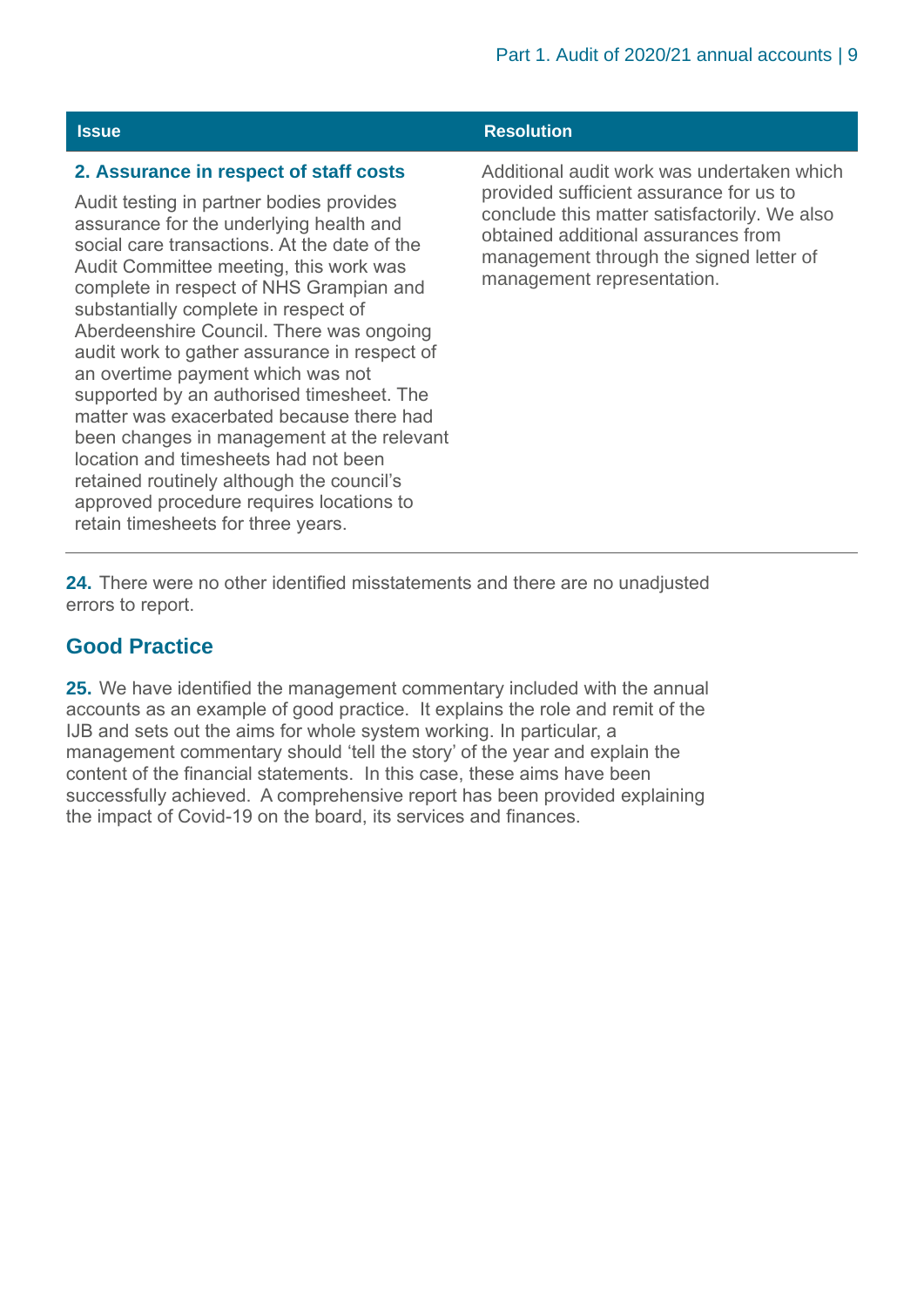| Issue | Resolution |
| --- | --- |
| **2. Assurance in respect of staff costs**<br><br>Audit testing in partner bodies provides assurance for the underlying health and social care transactions. At the date of the Audit Committee meeting, this work was complete in respect of NHS Grampian and substantially complete in respect of Aberdeenshire Council. There was ongoing audit work to gather assurance in respect of an overtime payment which was not supported by an authorised timesheet. The matter was exacerbated because there had been changes in management at the relevant location and timesheets had not been retained routinely although the council's approved procedure requires locations to retain timesheets for three years. | Additional audit work was undertaken which provided sufficient assurance for us to conclude this matter satisfactorily. We also obtained additional assurances from management through the signed letter of management representation. |

**24.** There were no other identified misstatements and there are no unadjusted errors to report.

## Good Practice

**25.** We have identified the management commentary included with the annual accounts as an example of good practice. It explains the role and remit of the IJB and sets out the aims for whole system working. In particular, a management commentary should 'tell the story' of the year and explain the content of the financial statements. In this case, these aims have been successfully achieved. A comprehensive report has been provided explaining the impact of Covid-19 on the board, its services and finances.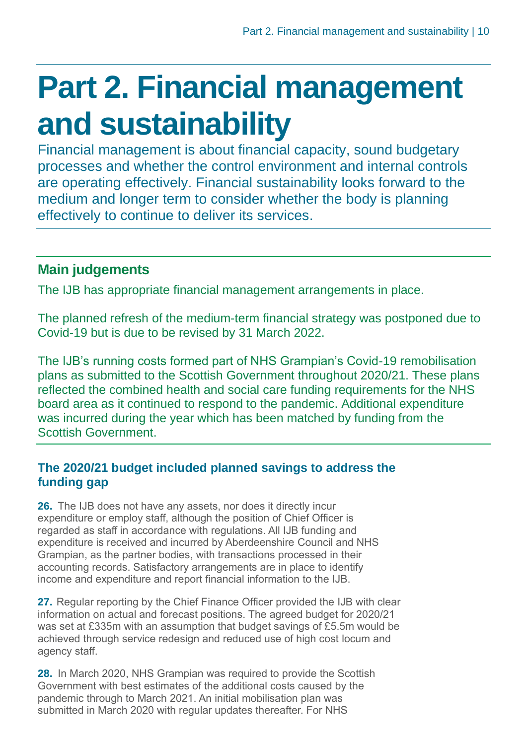# Part 2. Financial management and sustainability

Financial management is about financial capacity, sound budgetary processes and whether the control environment and internal controls are operating effectively. Financial sustainability looks forward to the medium and longer term to consider whether the body is planning effectively to continue to deliver its services.

## Main judgements

The IJB has appropriate financial management arrangements in place.

The planned refresh of the medium-term financial strategy was postponed due to Covid-19 but is due to be revised by 31 March 2022.

The IJB's running costs formed part of NHS Grampian's Covid-19 remobilisation plans as submitted to the Scottish Government throughout 2020/21. These plans reflected the combined health and social care funding requirements for the NHS board area as it continued to respond to the pandemic. Additional expenditure was incurred during the year which has been matched by funding from the Scottish Government.

### The 2020/21 budget included planned savings to address the funding gap

**26.** The IJB does not have any assets, nor does it directly incur expenditure or employ staff, although the position of Chief Officer is regarded as staff in accordance with regulations. All IJB funding and expenditure is received and incurred by Aberdeenshire Council and NHS Grampian, as the partner bodies, with transactions processed in their accounting records. Satisfactory arrangements are in place to identify income and expenditure and report financial information to the IJB.

**27.** Regular reporting by the Chief Finance Officer provided the IJB with clear information on actual and forecast positions. The agreed budget for 2020/21 was set at £335m with an assumption that budget savings of £5.5m would be achieved through service redesign and reduced use of high cost locum and agency staff.

**28.** In March 2020, NHS Grampian was required to provide the Scottish Government with best estimates of the additional costs caused by the pandemic through to March 2021. An initial mobilisation plan was submitted in March 2020 with regular updates thereafter. For NHS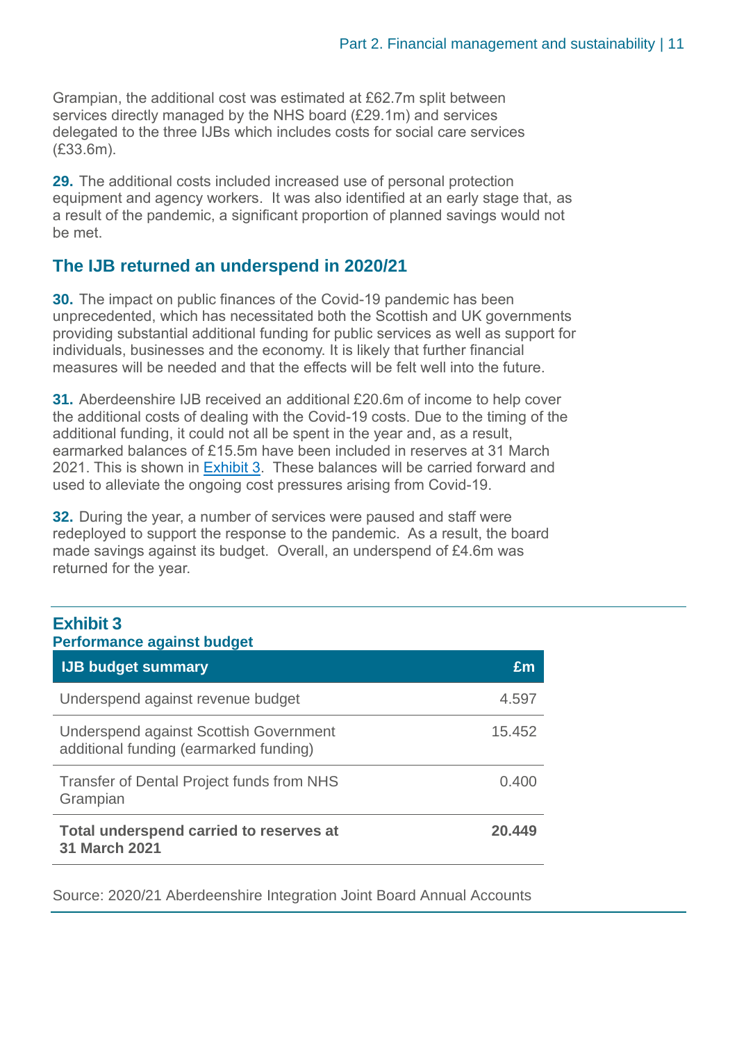Grampian, the additional cost was estimated at £62.7m split between services directly managed by the NHS board (£29.1m) and services delegated to the three IJBs which includes costs for social care services (£33.6m).

**29.** The additional costs included increased use of personal protection equipment and agency workers. It was also identified at an early stage that, as a result of the pandemic, a significant proportion of planned savings would not be met.

## The IJB returned an underspend in 2020/21

**30.** The impact on public finances of the Covid-19 pandemic has been unprecedented, which has necessitated both the Scottish and UK governments providing substantial additional funding for public services as well as support for individuals, businesses and the economy. It is likely that further financial measures will be needed and that the effects will be felt well into the future.

**31.** Aberdeenshire IJB received an additional £20.6m of income to help cover the additional costs of dealing with the Covid-19 costs. Due to the timing of the additional funding, it could not all be spent in the year and, as a result, earmarked balances of £15.5m have been included in reserves at 31 March 2021. This is shown in Exhibit 3. These balances will be carried forward and used to alleviate the ongoing cost pressures arising from Covid-19.

**32.** During the year, a number of services were paused and staff were redeployed to support the response to the pandemic. As a result, the board made savings against its budget. Overall, an underspend of £4.6m was returned for the year.

**Exhibit 3**
**Performance against budget**

| IJB budget summary | £m |
|---|---|
| Underspend against revenue budget | 4.597 |
| Underspend against Scottish Government additional funding (earmarked funding) | 15.452 |
| Transfer of Dental Project funds from NHS Grampian | 0.400 |
| **Total underspend carried to reserves at 31 March 2021** | **20.449** |

Source: 2020/21 Aberdeenshire Integration Joint Board Annual Accounts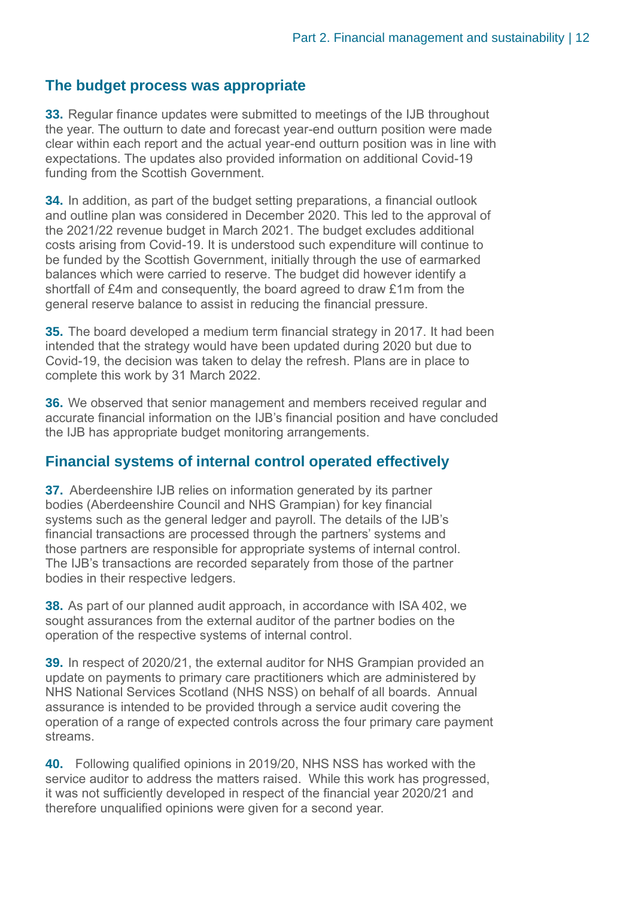## The budget process was appropriate

**33.** Regular finance updates were submitted to meetings of the IJB throughout the year. The outturn to date and forecast year-end outturn position were made clear within each report and the actual year-end outturn position was in line with expectations. The updates also provided information on additional Covid-19 funding from the Scottish Government.

**34.** In addition, as part of the budget setting preparations, a financial outlook and outline plan was considered in December 2020. This led to the approval of the 2021/22 revenue budget in March 2021. The budget excludes additional costs arising from Covid-19. It is understood such expenditure will continue to be funded by the Scottish Government, initially through the use of earmarked balances which were carried to reserve. The budget did however identify a shortfall of £4m and consequently, the board agreed to draw £1m from the general reserve balance to assist in reducing the financial pressure.

**35.** The board developed a medium term financial strategy in 2017. It had been intended that the strategy would have been updated during 2020 but due to Covid-19, the decision was taken to delay the refresh. Plans are in place to complete this work by 31 March 2022.

**36.** We observed that senior management and members received regular and accurate financial information on the IJB's financial position and have concluded the IJB has appropriate budget monitoring arrangements.

## Financial systems of internal control operated effectively

**37.** Aberdeenshire IJB relies on information generated by its partner bodies (Aberdeenshire Council and NHS Grampian) for key financial systems such as the general ledger and payroll. The details of the IJB's financial transactions are processed through the partners' systems and those partners are responsible for appropriate systems of internal control. The IJB's transactions are recorded separately from those of the partner bodies in their respective ledgers.

**38.** As part of our planned audit approach, in accordance with ISA 402, we sought assurances from the external auditor of the partner bodies on the operation of the respective systems of internal control.

**39.** In respect of 2020/21, the external auditor for NHS Grampian provided an update on payments to primary care practitioners which are administered by NHS National Services Scotland (NHS NSS) on behalf of all boards. Annual assurance is intended to be provided through a service audit covering the operation of a range of expected controls across the four primary care payment streams.

**40.** Following qualified opinions in 2019/20, NHS NSS has worked with the service auditor to address the matters raised. While this work has progressed, it was not sufficiently developed in respect of the financial year 2020/21 and therefore unqualified opinions were given for a second year.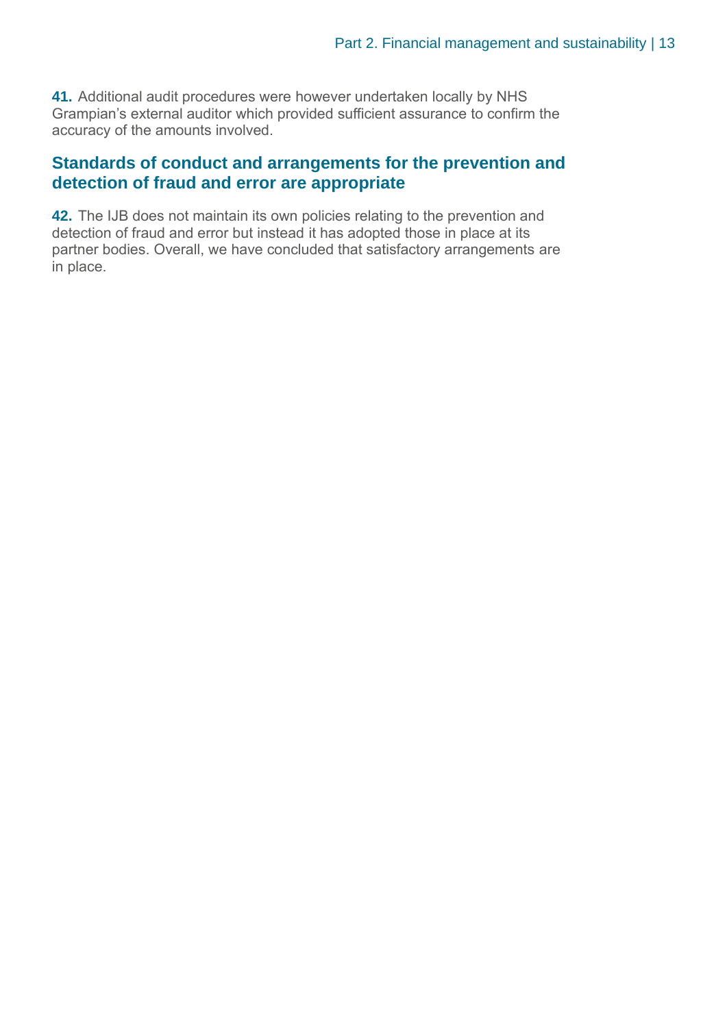**41.** Additional audit procedures were however undertaken locally by NHS Grampian's external auditor which provided sufficient assurance to confirm the accuracy of the amounts involved.

## Standards of conduct and arrangements for the prevention and detection of fraud and error are appropriate

**42.** The IJB does not maintain its own policies relating to the prevention and detection of fraud and error but instead it has adopted those in place at its partner bodies. Overall, we have concluded that satisfactory arrangements are in place.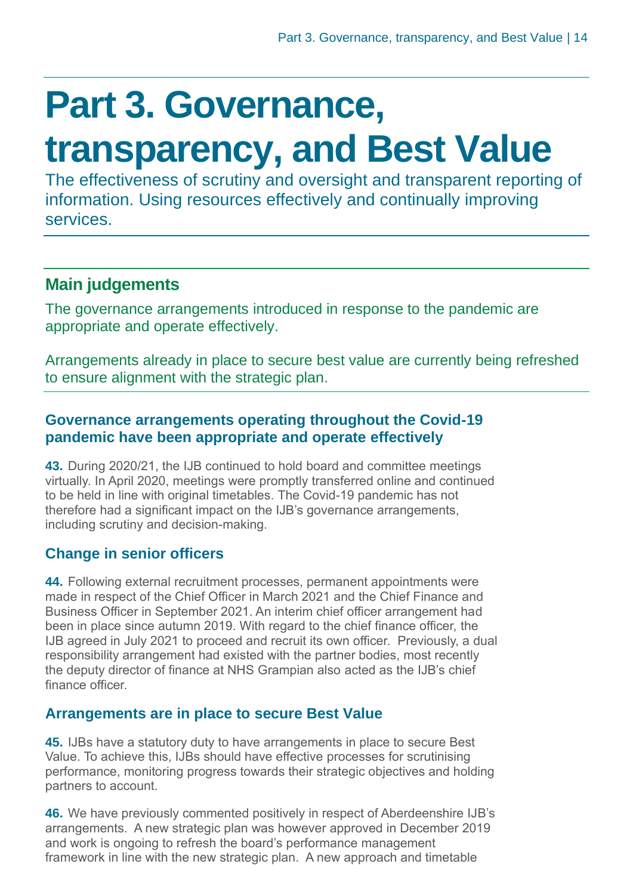# Part 3. Governance, transparency, and Best Value

The effectiveness of scrutiny and oversight and transparent reporting of information. Using resources effectively and continually improving services.

## Main judgements

The governance arrangements introduced in response to the pandemic are appropriate and operate effectively.

Arrangements already in place to secure best value are currently being refreshed to ensure alignment with the strategic plan.

### Governance arrangements operating throughout the Covid-19 pandemic have been appropriate and operate effectively

**43.** During 2020/21, the IJB continued to hold board and committee meetings virtually. In April 2020, meetings were promptly transferred online and continued to be held in line with original timetables. The Covid-19 pandemic has not therefore had a significant impact on the IJB's governance arrangements, including scrutiny and decision-making.

### Change in senior officers

**44.** Following external recruitment processes, permanent appointments were made in respect of the Chief Officer in March 2021 and the Chief Finance and Business Officer in September 2021. An interim chief officer arrangement had been in place since autumn 2019. With regard to the chief finance officer, the IJB agreed in July 2021 to proceed and recruit its own officer. Previously, a dual responsibility arrangement had existed with the partner bodies, most recently the deputy director of finance at NHS Grampian also acted as the IJB's chief finance officer.

### Arrangements are in place to secure Best Value

**45.** IJBs have a statutory duty to have arrangements in place to secure Best Value. To achieve this, IJBs should have effective processes for scrutinising performance, monitoring progress towards their strategic objectives and holding partners to account.

**46.** We have previously commented positively in respect of Aberdeenshire IJB's arrangements. A new strategic plan was however approved in December 2019 and work is ongoing to refresh the board's performance management framework in line with the new strategic plan. A new approach and timetable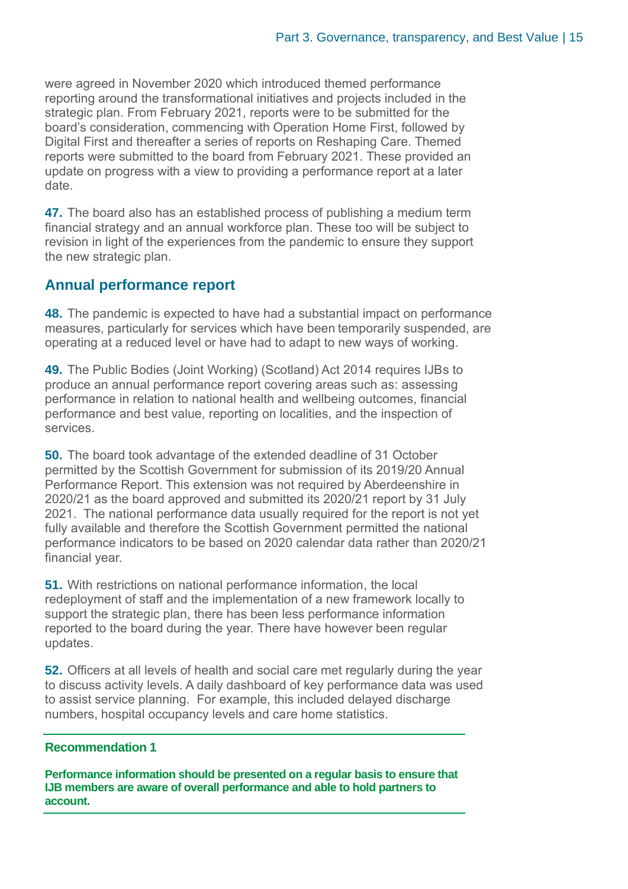were agreed in November 2020 which introduced themed performance reporting around the transformational initiatives and projects included in the strategic plan. From February 2021, reports were to be submitted for the board's consideration, commencing with Operation Home First, followed by Digital First and thereafter a series of reports on Reshaping Care. Themed reports were submitted to the board from February 2021. These provided an update on progress with a view to providing a performance report at a later date.

**47.** The board also has an established process of publishing a medium term financial strategy and an annual workforce plan. These too will be subject to revision in light of the experiences from the pandemic to ensure they support the new strategic plan.

## Annual performance report

**48.** The pandemic is expected to have had a substantial impact on performance measures, particularly for services which have been temporarily suspended, are operating at a reduced level or have had to adapt to new ways of working.

**49.** The Public Bodies (Joint Working) (Scotland) Act 2014 requires IJBs to produce an annual performance report covering areas such as: assessing performance in relation to national health and wellbeing outcomes, financial performance and best value, reporting on localities, and the inspection of services.

**50.** The board took advantage of the extended deadline of 31 October permitted by the Scottish Government for submission of its 2019/20 Annual Performance Report. This extension was not required by Aberdeenshire in 2020/21 as the board approved and submitted its 2020/21 report by 31 July 2021. The national performance data usually required for the report is not yet fully available and therefore the Scottish Government permitted the national performance indicators to be based on 2020 calendar data rather than 2020/21 financial year.

**51.** With restrictions on national performance information, the local redeployment of staff and the implementation of a new framework locally to support the strategic plan, there has been less performance information reported to the board during the year. There have however been regular updates.

**52.** Officers at all levels of health and social care met regularly during the year to discuss activity levels. A daily dashboard of key performance data was used to assist service planning. For example, this included delayed discharge numbers, hospital occupancy levels and care home statistics.

**Recommendation 1**

**Performance information should be presented on a regular basis to ensure that IJB members are aware of overall performance and able to hold partners to account.**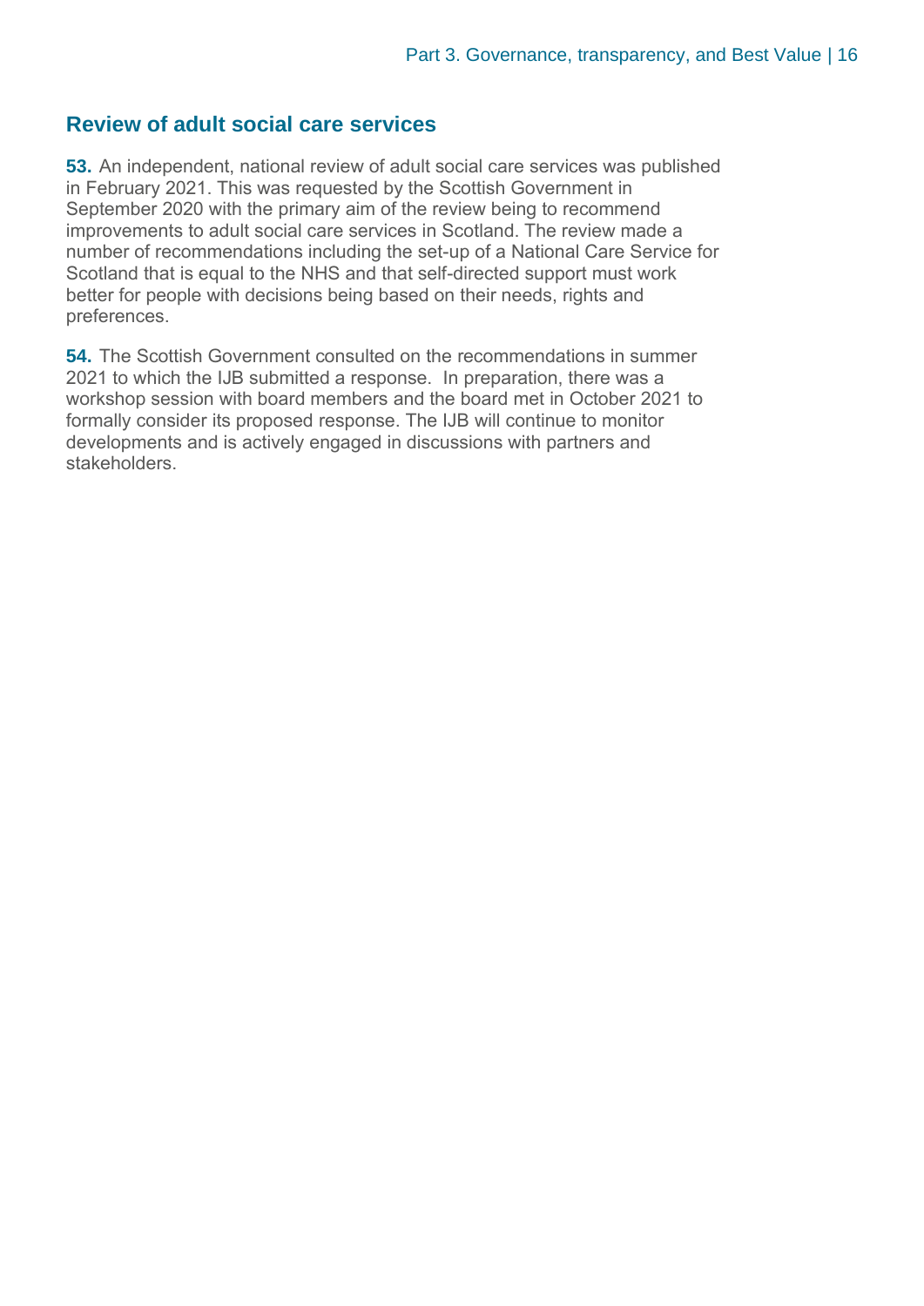## Review of adult social care services

**53.** An independent, national review of adult social care services was published in February 2021. This was requested by the Scottish Government in September 2020 with the primary aim of the review being to recommend improvements to adult social care services in Scotland. The review made a number of recommendations including the set-up of a National Care Service for Scotland that is equal to the NHS and that self-directed support must work better for people with decisions being based on their needs, rights and preferences.

**54.** The Scottish Government consulted on the recommendations in summer 2021 to which the IJB submitted a response. In preparation, there was a workshop session with board members and the board met in October 2021 to formally consider its proposed response. The IJB will continue to monitor developments and is actively engaged in discussions with partners and stakeholders.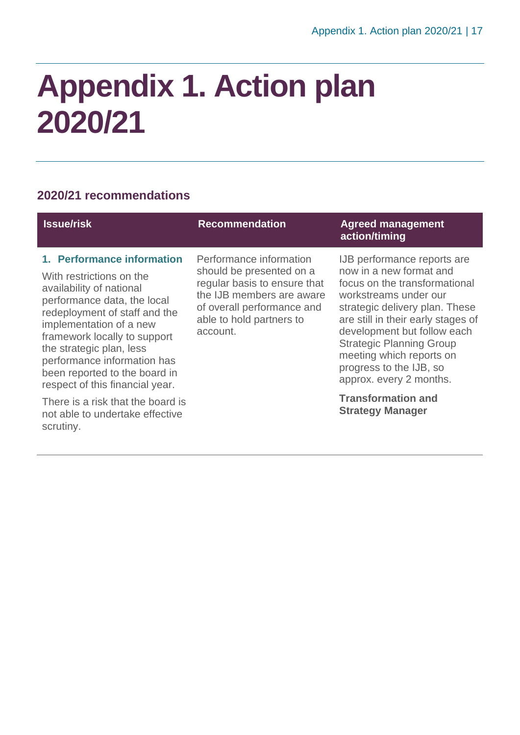# Appendix 1. Action plan 2020/21

### 2020/21 recommendations

| Issue/risk | Recommendation | Agreed management action/timing |
|---|---|---|
| **1. Performance information**<br><br>With restrictions on the availability of national performance data, the local redeployment of staff and the implementation of a new framework locally to support the strategic plan, less performance information has been reported to the board in respect of this financial year.<br><br>There is a risk that the board is not able to undertake effective scrutiny. | Performance information should be presented on a regular basis to ensure that the IJB members are aware of overall performance and able to hold partners to account. | IJB performance reports are now in a new format and focus on the transformational workstreams under our strategic delivery plan. These are still in their early stages of development but follow each Strategic Planning Group meeting which reports on progress to the IJB, so approx. every 2 months.<br><br>**Transformation and Strategy Manager** |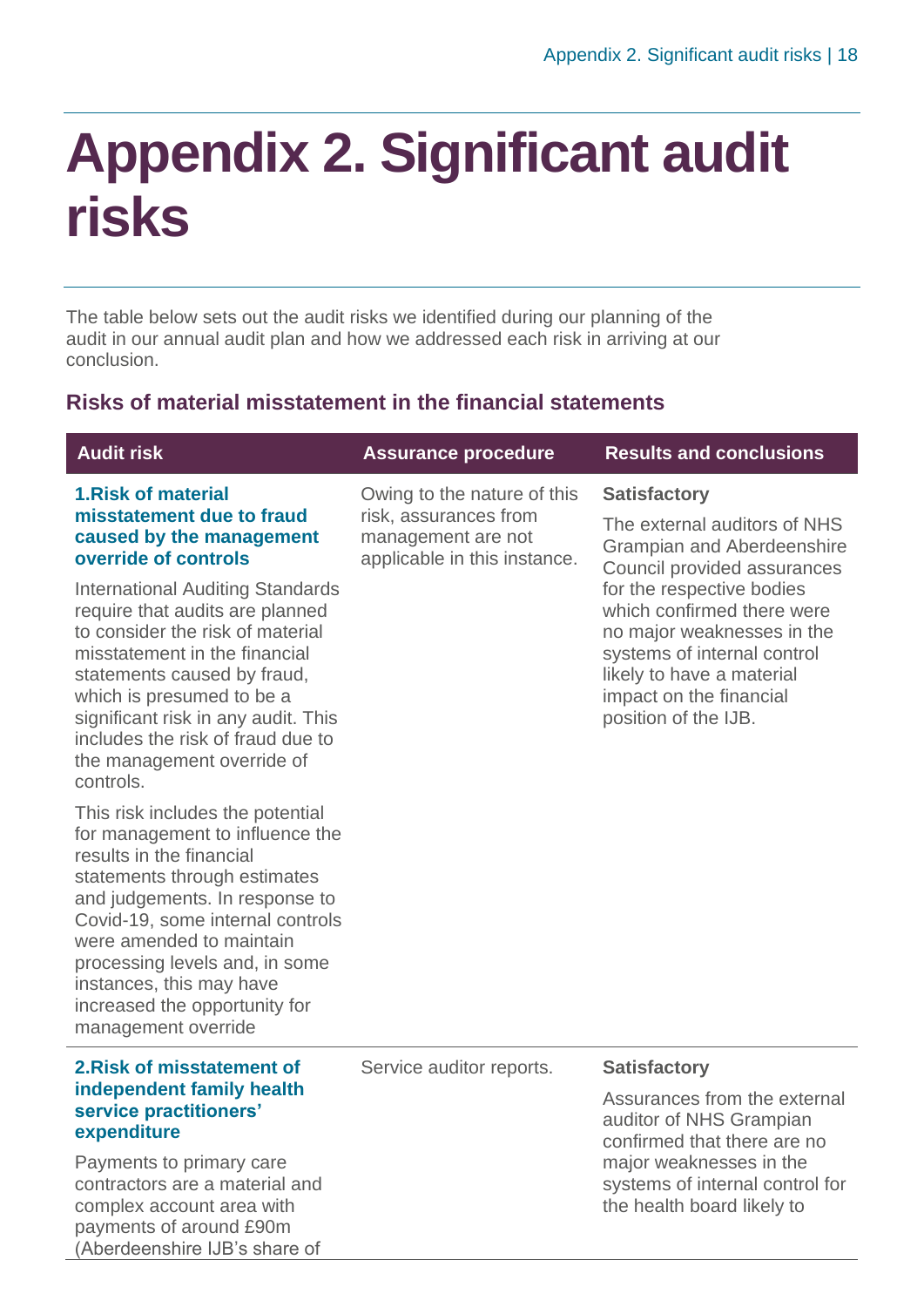# Appendix 2. Significant audit risks

The table below sets out the audit risks we identified during our planning of the audit in our annual audit plan and how we addressed each risk in arriving at our conclusion.

## Risks of material misstatement in the financial statements

| Audit risk | Assurance procedure | Results and conclusions |
|---|---|---|
| **1.Risk of material misstatement due to fraud caused by the management override of controls**<br><br>International Auditing Standards require that audits are planned to consider the risk of material misstatement in the financial statements caused by fraud, which is presumed to be a significant risk in any audit. This includes the risk of fraud due to the management override of controls.<br><br>This risk includes the potential for management to influence the results in the financial statements through estimates and judgements. In response to Covid-19, some internal controls were amended to maintain processing levels and, in some instances, this may have increased the opportunity for management override | Owing to the nature of this risk, assurances from management are not applicable in this instance. | **Satisfactory**<br><br>The external auditors of NHS Grampian and Aberdeenshire Council provided assurances for the respective bodies which confirmed there were no major weaknesses in the systems of internal control likely to have a material impact on the financial position of the IJB. |
| **2.Risk of misstatement of independent family health service practitioners' expenditure**<br><br>Payments to primary care contractors are a material and complex account area with payments of around £90m (Aberdeenshire IJB's share of | Service auditor reports. | **Satisfactory**<br><br>Assurances from the external auditor of NHS Grampian confirmed that there are no major weaknesses in the systems of internal control for the health board likely to |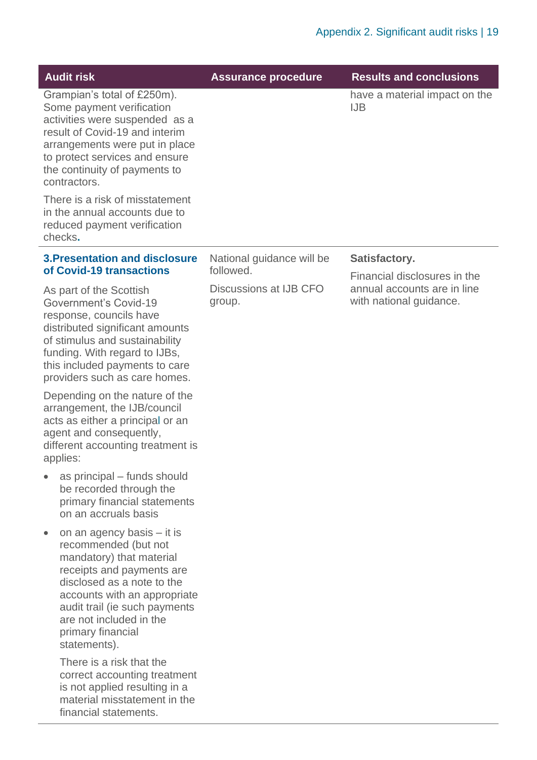| Audit risk | Assurance procedure | Results and conclusions |
|---|---|---|
| Grampian's total of £250m). Some payment verification activities were suspended as a result of Covid-19 and interim arrangements were put in place to protect services and ensure the continuity of payments to contractors.<br><br>There is a risk of misstatement in the annual accounts due to reduced payment verification checks**.** | | have a material impact on the IJB |
| **3.Presentation and disclosure of Covid-19 transactions**<br><br>As part of the Scottish Government's Covid-19 response, councils have distributed significant amounts of stimulus and sustainability funding. With regard to IJBs, this included payments to care providers such as care homes.<br><br>Depending on the nature of the arrangement, the IJB/council acts as either a principal or an agent and consequently, different accounting treatment is applies:<br><br>• as principal – funds should be recorded through the primary financial statements on an accruals basis<br><br>• on an agency basis – it is recommended (but not mandatory) that material receipts and payments are disclosed as a note to the accounts with an appropriate audit trail (ie such payments are not included in the primary financial statements).<br><br>There is a risk that the correct accounting treatment is not applied resulting in a material misstatement in the financial statements. | National guidance will be followed.<br><br>Discussions at IJB CFO group. | **Satisfactory.**<br><br>Financial disclosures in the annual accounts are in line with national guidance. |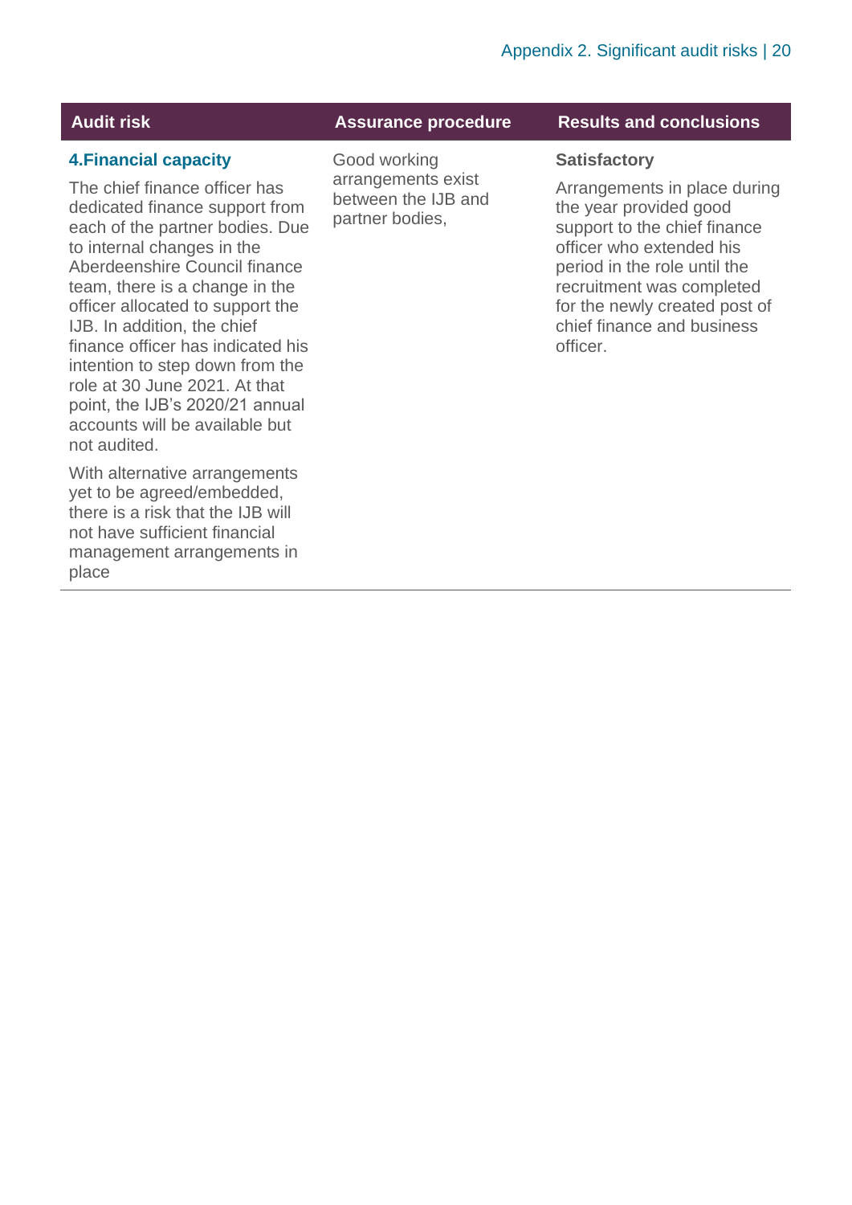| Audit risk | Assurance procedure | Results and conclusions |
| --- | --- | --- |
| **4.Financial capacity**<br><br>The chief finance officer has dedicated finance support from each of the partner bodies. Due to internal changes in the Aberdeenshire Council finance team, there is a change in the officer allocated to support the IJB. In addition, the chief finance officer has indicated his intention to step down from the role at 30 June 2021. At that point, the IJB's 2020/21 annual accounts will be available but not audited.<br><br>With alternative arrangements yet to be agreed/embedded, there is a risk that the IJB will not have sufficient financial management arrangements in place | Good working arrangements exist between the IJB and partner bodies, | **Satisfactory**<br><br>Arrangements in place during the year provided good support to the chief finance officer who extended his period in the role until the recruitment was completed for the newly created post of chief finance and business officer. |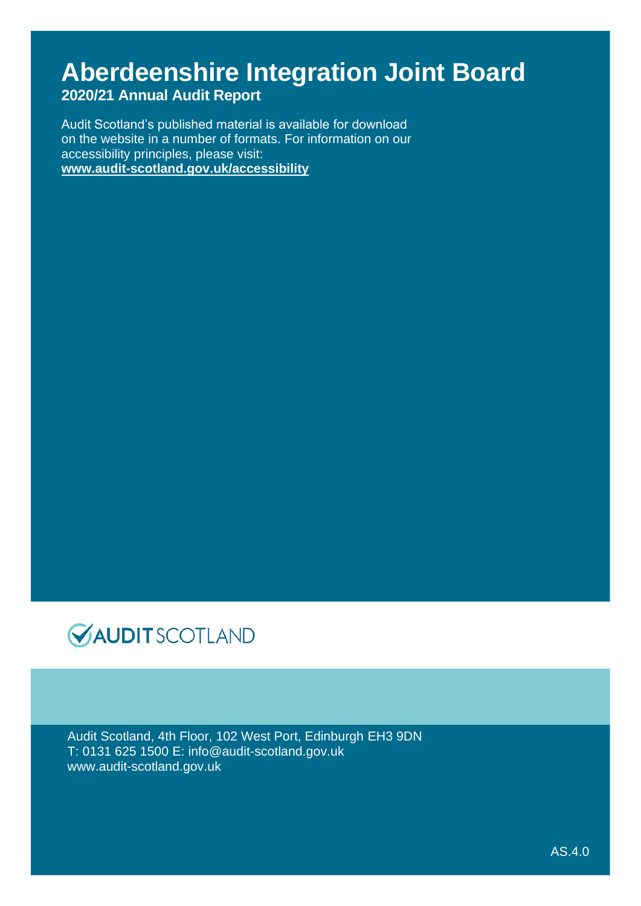# Aberdeenshire Integration Joint Board

**2020/21 Annual Audit Report**

Audit Scotland's published material is available for download on the website in a number of formats. For information on our accessibility principles, please visit:
**www.audit-scotland.gov.uk/accessibility**

AUDIT SCOTLAND

Audit Scotland, 4th Floor, 102 West Port, Edinburgh EH3 9DN
T: 0131 625 1500 E: info@audit-scotland.gov.uk
www.audit-scotland.gov.uk

AS.4.0